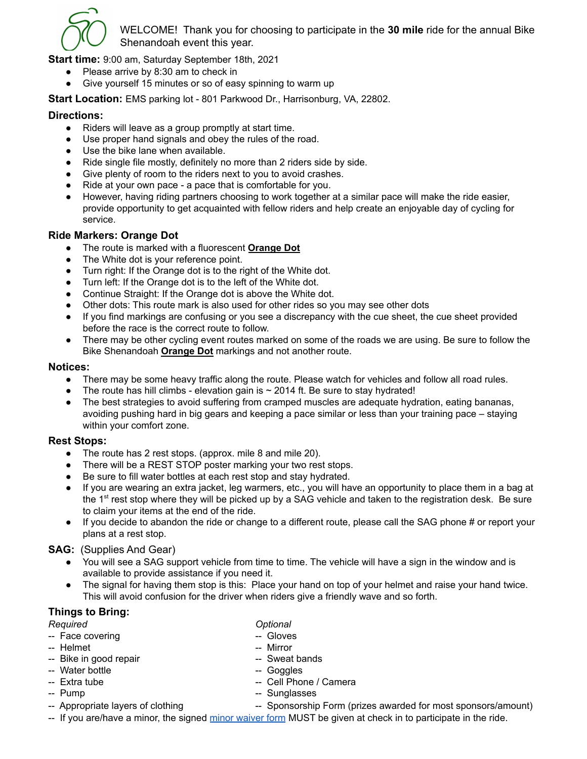WELCOME! Thank you for choosing to participate in the **30 mile** ride for the annual Bike Shenandoah event this year.

**Start time:** 9:00 am, Saturday September 18th, 2021

- Please arrive by 8:30 am to check in
- Give yourself 15 minutes or so of easy spinning to warm up

**Start Location:** EMS parking lot - 801 Parkwood Dr., Harrisonburg, VA, 22802.

### Directions:

- Riders will leave as a group promptly at start time.
- Use proper hand signals and obey the rules of the road.
- Use the bike lane when available.
- Ride single file mostly, definitely no more than 2 riders side by side.
- Give plenty of room to the riders next to you to avoid crashes.
- Ride at your own pace - a pace that is comfortable for you.
- However, having riding partners choosing to work together at a similar pace will make the ride easier, provide opportunity to get acquainted with fellow riders and help create an enjoyable day of cycling for service.

### Ride Markers: Orange Dot

- The route is marked with a fluorescent **Orange Dot**
- The White dot is your reference point.
- Turn right: If the Orange dot is to the right of the White dot.
- Turn left: If the Orange dot is to the left of the White dot.
- Continue Straight: If the Orange dot is above the White dot.
- Other dots: This route mark is also used for other rides so you may see other dots
- If you find markings are confusing or you see a discrepancy with the cue sheet, the cue sheet provided before the race is the correct route to follow.
- There may be other cycling event routes marked on some of the roads we are using. Be sure to follow the Bike Shenandoah **Orange Dot** markings and not another route.

### Notices:

- There may be some heavy traffic along the route. Please watch for vehicles and follow all road rules.
- The route has hill climbs - elevation gain is ~ 2014 ft. Be sure to stay hydrated!
- The best strategies to avoid suffering from cramped muscles are adequate hydration, eating bananas, avoiding pushing hard in big gears and keeping a pace similar or less than your training pace – staying within your comfort zone.

### Rest Stops:

- The route has 2 rest stops. (approx. mile 8 and mile 20).
- There will be a REST STOP poster marking your two rest stops.
- Be sure to fill water bottles at each rest stop and stay hydrated.
- If you are wearing an extra jacket, leg warmers, etc., you will have an opportunity to place them in a bag at the 1st rest stop where they will be picked up by a SAG vehicle and taken to the registration desk. Be sure to claim your items at the end of the ride.
- If you decide to abandon the ride or change to a different route, please call the SAG phone # or report your plans at a rest stop.

### SAG: (Supplies And Gear)

- You will see a SAG support vehicle from time to time. The vehicle will have a sign in the window and is available to provide assistance if you need it.
- The signal for having them stop is this: Place your hand on top of your helmet and raise your hand twice. This will avoid confusion for the driver when riders give a friendly wave and so forth.

### Things to Bring:

*Required*

-- Face covering
-- Helmet
-- Bike in good repair
-- Water bottle
-- Extra tube
-- Pump
-- Appropriate layers of clothing

*Optional*

-- Gloves
-- Mirror
-- Sweat bands
-- Goggles
-- Cell Phone / Camera
-- Sunglasses
-- Sponsorship Form (prizes awarded for most sponsors/amount)

-- If you are/have a minor, the signed minor waiver form MUST be given at check in to participate in the ride.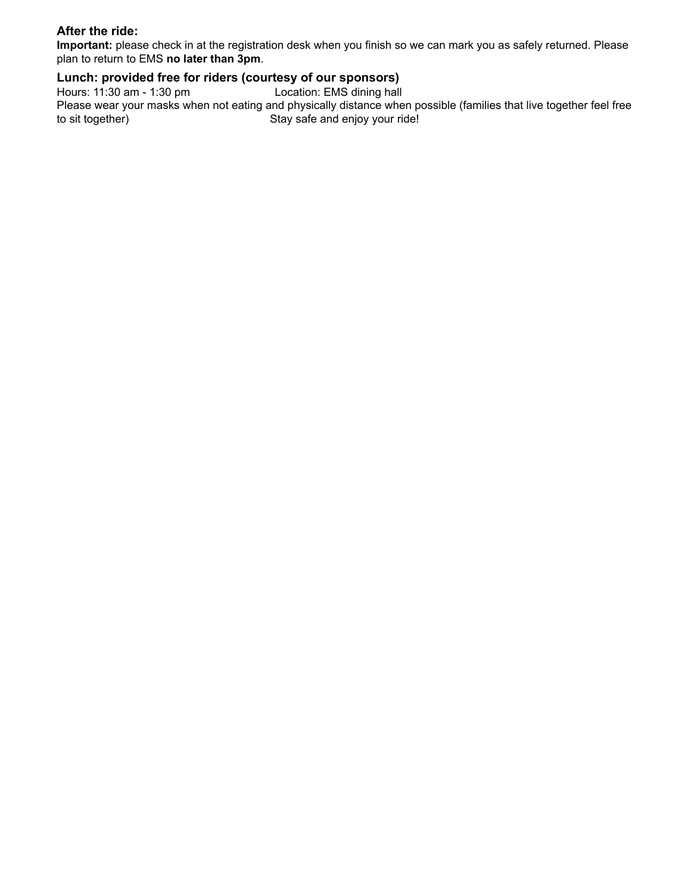### After the ride:

**Important:** please check in at the registration desk when you finish so we can mark you as safely returned. Please plan to return to EMS **no later than 3pm**.

### Lunch: provided free for riders (courtesy of our sponsors)

Hours: 11:30 am - 1:30 pm          Location: EMS dining hall

Please wear your masks when not eating and physically distance when possible (families that live together feel free to sit together)          Stay safe and enjoy your ride!